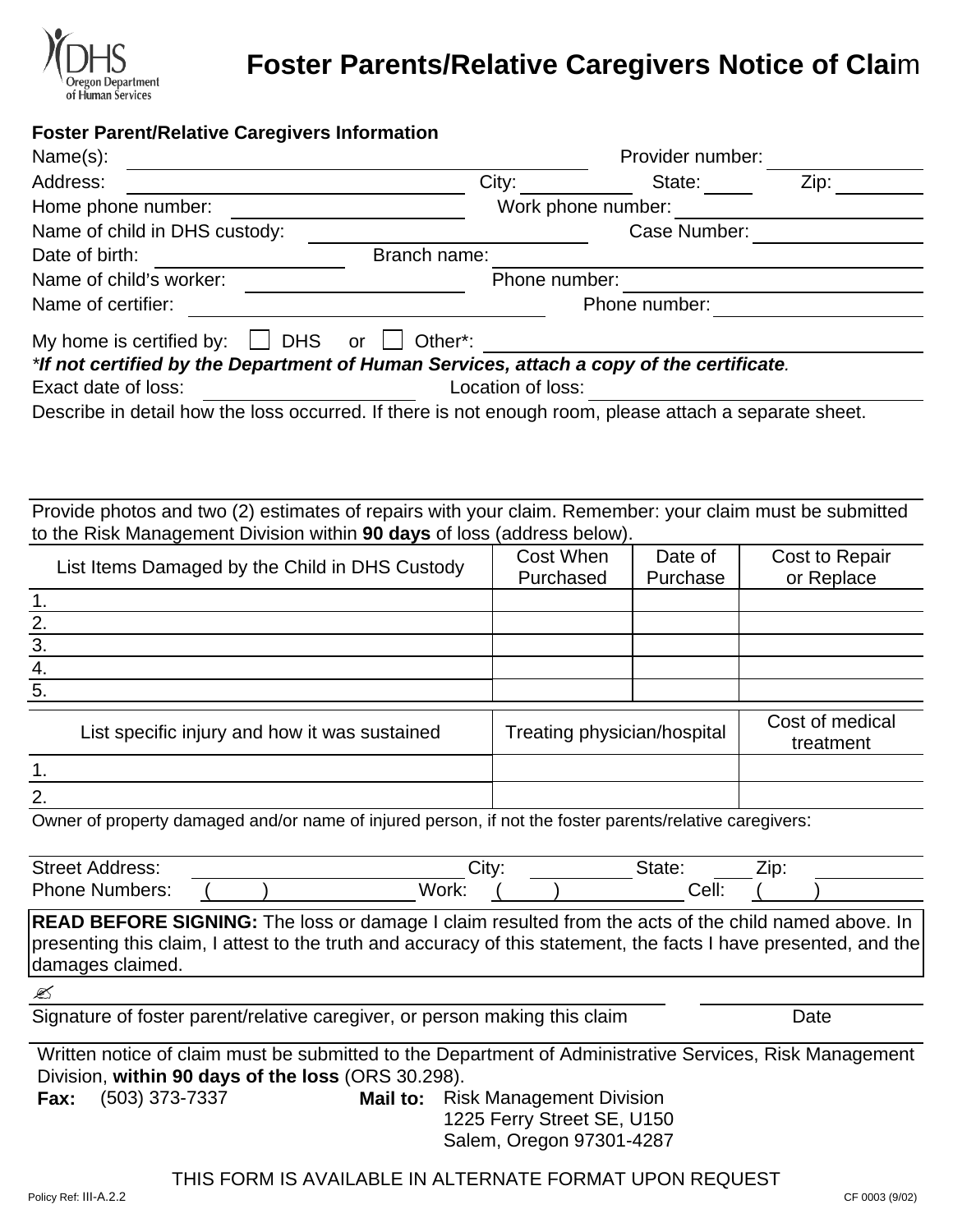DHS Oregon Department of Human Services

# Foster Parents/Relative Caregivers Notice of Claim

**Foster Parent/Relative Caregivers Information**

Name(s): ______________________ Provider number: ______________________

Address: ______________________ City: __________ State: ______ Zip: __________

Home phone number: ______________________ Work phone number: ______________________

Name of child in DHS custody: ______________________ Case Number: ______________________

Date of birth: ______________ Branch name: ______________________

Name of child's worker: ______________________ Phone number: ______________________

Name of certifier: ______________________ Phone number: ______________________

My home is certified by: ☐ DHS or ☐ Other*: ______________________

****If not certified by the Department of Human Services, attach a copy of the certificate.***

Exact date of loss: ______________ Location of loss: ______________________

Describe in detail how the loss occurred. If there is not enough room, please attach a separate sheet.

Provide photos and two (2) estimates of repairs with your claim. Remember: your claim must be submitted to the Risk Management Division within **90 days** of loss (address below).

| List Items Damaged by the Child in DHS Custody | Cost When Purchased | Date of Purchase | Cost to Repair or Replace |
|---|---|---|---|
| 1. | | | |
| 2. | | | |
| 3. | | | |
| 4. | | | |
| 5. | | | |

| List specific injury and how it was sustained | Treating physician/hospital | Cost of medical treatment |
|---|---|---|
| 1. | | |
| 2. | | |

Owner of property damaged and/or name of injured person, if not the foster parents/relative caregivers:

Street Address: ______________________ City: __________ State: ______ Zip: __________

Phone Numbers: ( ) ______________ Work: ( ) ______________ Cell: ( ) ______________

**READ BEFORE SIGNING:** The loss or damage I claim resulted from the acts of the child named above. In presenting this claim, I attest to the truth and accuracy of this statement, the facts I have presented, and the damages claimed.

✍ ______________________________________ ______________

Signature of foster parent/relative caregiver, or person making this claim Date

Written notice of claim must be submitted to the Department of Administrative Services, Risk Management Division, **within 90 days of the loss** (ORS 30.298).

**Fax:** (503) 373-7337

**Mail to:** Risk Management Division
1225 Ferry Street SE, U150
Salem, Oregon 97301-4287

THIS FORM IS AVAILABLE IN ALTERNATE FORMAT UPON REQUEST

Policy Ref: III-A.2.2 CF 0003 (9/02)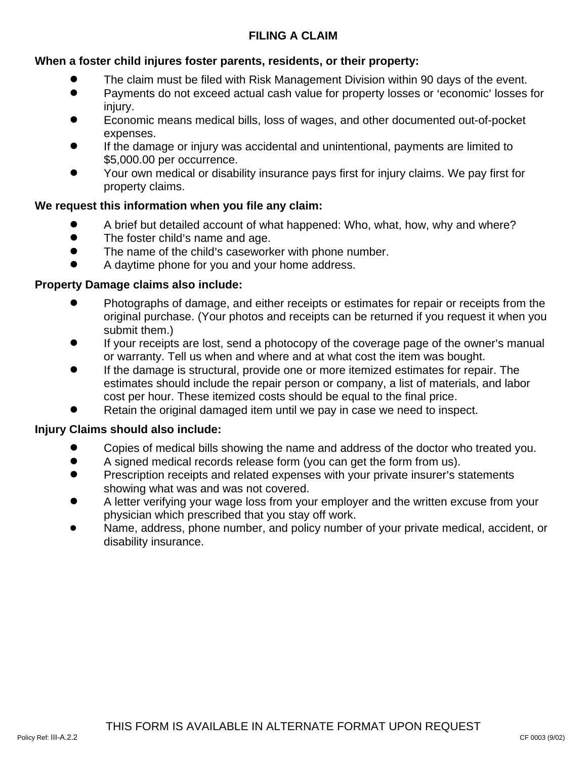# FILING A CLAIM

**When a foster child injures foster parents, residents, or their property:**

- The claim must be filed with Risk Management Division within 90 days of the event.
- Payments do not exceed actual cash value for property losses or 'economic' losses for injury.
- Economic means medical bills, loss of wages, and other documented out-of-pocket expenses.
- If the damage or injury was accidental and unintentional, payments are limited to $5,000.00 per occurrence.
- Your own medical or disability insurance pays first for injury claims. We pay first for property claims.

**We request this information when you file any claim:**

- A brief but detailed account of what happened: Who, what, how, why and where?
- The foster child's name and age.
- The name of the child's caseworker with phone number.
- A daytime phone for you and your home address.

**Property Damage claims also include:**

- Photographs of damage, and either receipts or estimates for repair or receipts from the original purchase. (Your photos and receipts can be returned if you request it when you submit them.)
- If your receipts are lost, send a photocopy of the coverage page of the owner's manual or warranty. Tell us when and where and at what cost the item was bought.
- If the damage is structural, provide one or more itemized estimates for repair. The estimates should include the repair person or company, a list of materials, and labor cost per hour. These itemized costs should be equal to the final price.
- Retain the original damaged item until we pay in case we need to inspect.

**Injury Claims should also include:**

- Copies of medical bills showing the name and address of the doctor who treated you.
- A signed medical records release form (you can get the form from us).
- Prescription receipts and related expenses with your private insurer's statements showing what was and was not covered.
- A letter verifying your wage loss from your employer and the written excuse from your physician which prescribed that you stay off work.
- Name, address, phone number, and policy number of your private medical, accident, or disability insurance.

THIS FORM IS AVAILABLE IN ALTERNATE FORMAT UPON REQUEST

Policy Ref: III-A.2.2

CF 0003 (9/02)